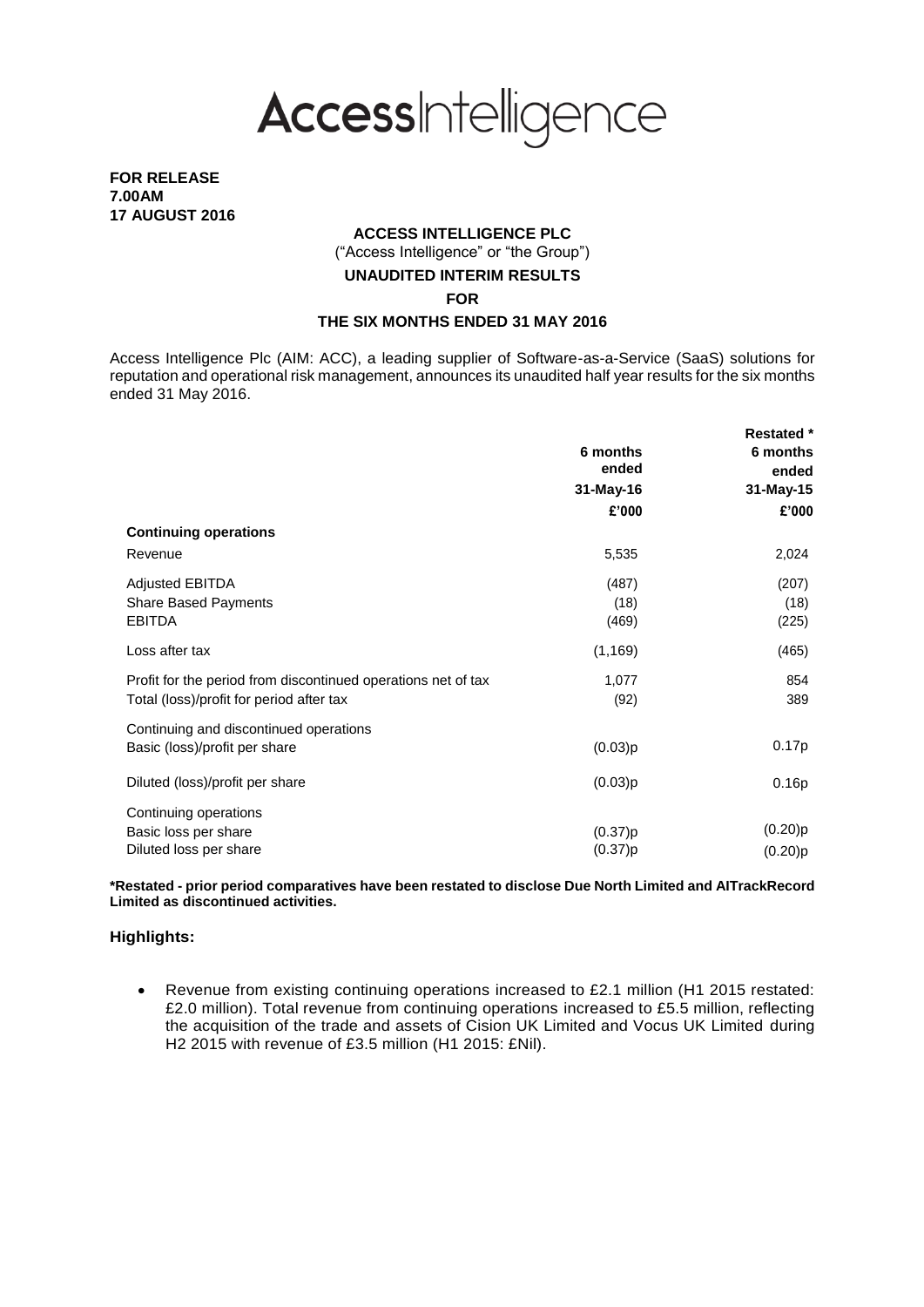# AccessIntelligence

**FOR RELEASE**
**7.00AM**
**17 AUGUST 2016**

**ACCESS INTELLIGENCE PLC**

("Access Intelligence" or "the Group")

**UNAUDITED INTERIM RESULTS**

**FOR**

**THE SIX MONTHS ENDED 31 MAY 2016**

Access Intelligence Plc (AIM: ACC), a leading supplier of Software-as-a-Service (SaaS) solutions for reputation and operational risk management, announces its unaudited half year results for the six months ended 31 May 2016.

| | 6 months ended 31-May-16 | Restated * 6 months ended 31-May-15 |
|---|---|---|
| | £'000 | £'000 |
| **Continuing operations** | | |
| Revenue | 5,535 | 2,024 |
| Adjusted EBITDA | (487) | (207) |
| Share Based Payments | (18) | (18) |
| EBITDA | (469) | (225) |
| Loss after tax | (1,169) | (465) |
| Profit for the period from discontinued operations net of tax | 1,077 | 854 |
| Total (loss)/profit for period after tax | (92) | 389 |
| Continuing and discontinued operations | | |
| Basic (loss)/profit per share | (0.03)p | 0.17p |
| Diluted (loss)/profit per share | (0.03)p | 0.16p |
| Continuing operations | | |
| Basic loss per share | (0.37)p | (0.20)p |
| Diluted loss per share | (0.37)p | (0.20)p |

**\*Restated - prior period comparatives have been restated to disclose Due North Limited and AITrackRecord Limited as discontinued activities.**

### Highlights:

- Revenue from existing continuing operations increased to £2.1 million (H1 2015 restated: £2.0 million). Total revenue from continuing operations increased to £5.5 million, reflecting the acquisition of the trade and assets of Cision UK Limited and Vocus UK Limited during H2 2015 with revenue of £3.5 million (H1 2015: £Nil).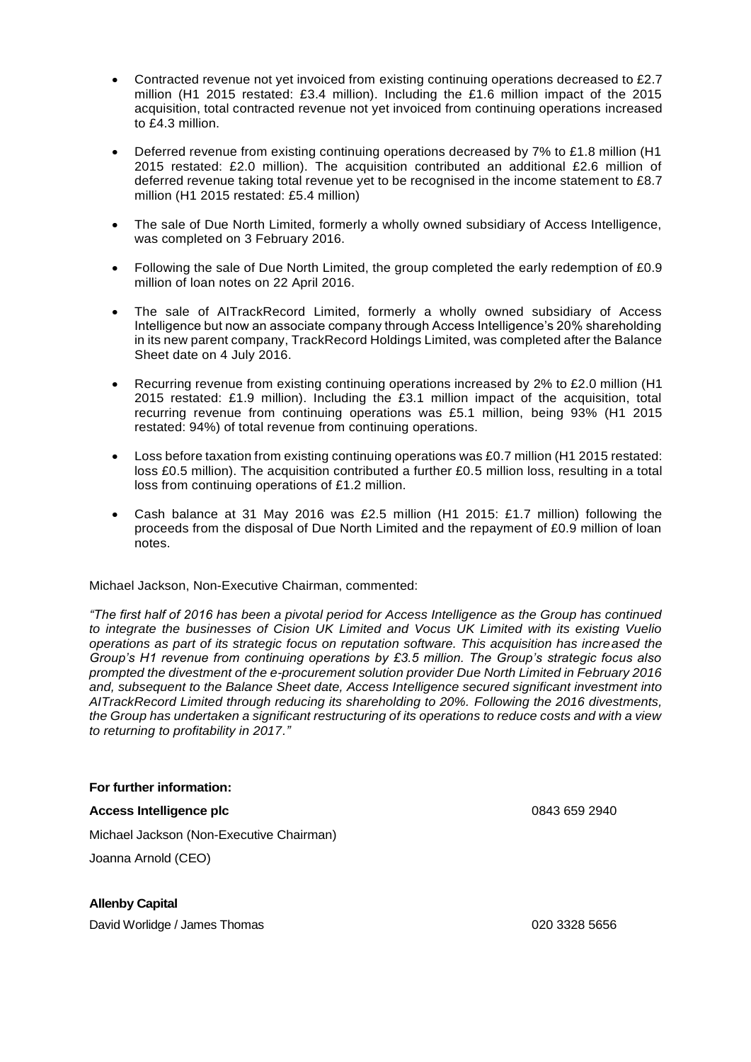- Contracted revenue not yet invoiced from existing continuing operations decreased to £2.7 million (H1 2015 restated: £3.4 million). Including the £1.6 million impact of the 2015 acquisition, total contracted revenue not yet invoiced from continuing operations increased to £4.3 million.
- Deferred revenue from existing continuing operations decreased by 7% to £1.8 million (H1 2015 restated: £2.0 million). The acquisition contributed an additional £2.6 million of deferred revenue taking total revenue yet to be recognised in the income statement to £8.7 million (H1 2015 restated: £5.4 million)
- The sale of Due North Limited, formerly a wholly owned subsidiary of Access Intelligence, was completed on 3 February 2016.
- Following the sale of Due North Limited, the group completed the early redemption of £0.9 million of loan notes on 22 April 2016.
- The sale of AITrackRecord Limited, formerly a wholly owned subsidiary of Access Intelligence but now an associate company through Access Intelligence's 20% shareholding in its new parent company, TrackRecord Holdings Limited, was completed after the Balance Sheet date on 4 July 2016.
- Recurring revenue from existing continuing operations increased by 2% to £2.0 million (H1 2015 restated: £1.9 million). Including the £3.1 million impact of the acquisition, total recurring revenue from continuing operations was £5.1 million, being 93% (H1 2015 restated: 94%) of total revenue from continuing operations.
- Loss before taxation from existing continuing operations was £0.7 million (H1 2015 restated: loss £0.5 million). The acquisition contributed a further £0.5 million loss, resulting in a total loss from continuing operations of £1.2 million.
- Cash balance at 31 May 2016 was £2.5 million (H1 2015: £1.7 million) following the proceeds from the disposal of Due North Limited and the repayment of £0.9 million of loan notes.

Michael Jackson, Non-Executive Chairman, commented:

*"The first half of 2016 has been a pivotal period for Access Intelligence as the Group has continued to integrate the businesses of Cision UK Limited and Vocus UK Limited with its existing Vuelio operations as part of its strategic focus on reputation software. This acquisition has increased the Group's H1 revenue from continuing operations by £3.5 million. The Group's strategic focus also prompted the divestment of the e-procurement solution provider Due North Limited in February 2016 and, subsequent to the Balance Sheet date, Access Intelligence secured significant investment into AITrackRecord Limited through reducing its shareholding to 20%. Following the 2016 divestments, the Group has undertaken a significant restructuring of its operations to reduce costs and with a view to returning to profitability in 2017."*

**For further information:**

**Access Intelligence plc** 0843 659 2940

Michael Jackson (Non-Executive Chairman)

Joanna Arnold (CEO)

**Allenby Capital**

David Worlidge / James Thomas 020 3328 5656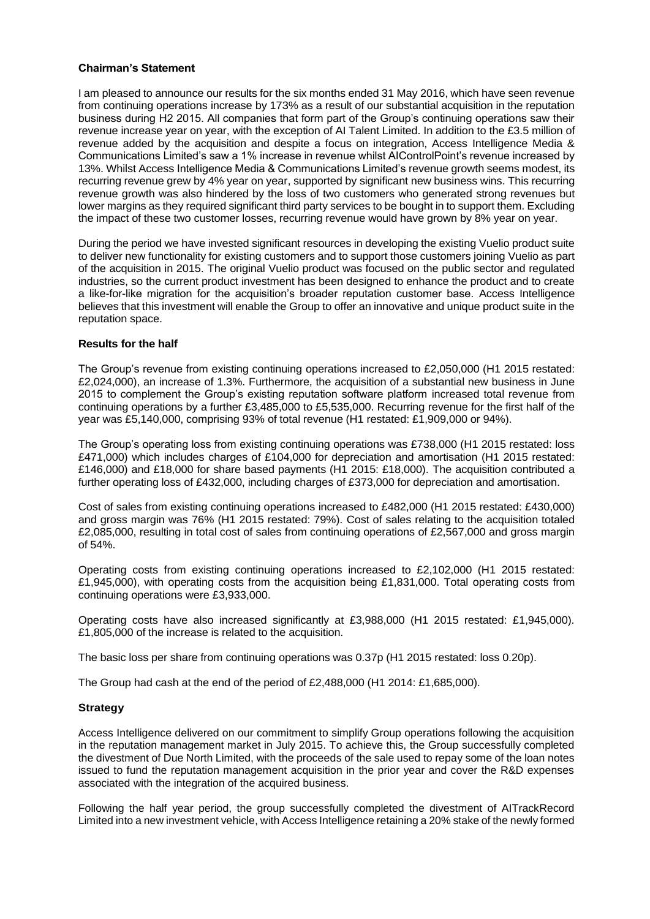**Chairman's Statement**

I am pleased to announce our results for the six months ended 31 May 2016, which have seen revenue from continuing operations increase by 173% as a result of our substantial acquisition in the reputation business during H2 2015. All companies that form part of the Group's continuing operations saw their revenue increase year on year, with the exception of AI Talent Limited. In addition to the £3.5 million of revenue added by the acquisition and despite a focus on integration, Access Intelligence Media & Communications Limited's saw a 1% increase in revenue whilst AIControlPoint's revenue increased by 13%. Whilst Access Intelligence Media & Communications Limited's revenue growth seems modest, its recurring revenue grew by 4% year on year, supported by significant new business wins. This recurring revenue growth was also hindered by the loss of two customers who generated strong revenues but lower margins as they required significant third party services to be bought in to support them. Excluding the impact of these two customer losses, recurring revenue would have grown by 8% year on year.

During the period we have invested significant resources in developing the existing Vuelio product suite to deliver new functionality for existing customers and to support those customers joining Vuelio as part of the acquisition in 2015. The original Vuelio product was focused on the public sector and regulated industries, so the current product investment has been designed to enhance the product and to create a like-for-like migration for the acquisition's broader reputation customer base. Access Intelligence believes that this investment will enable the Group to offer an innovative and unique product suite in the reputation space.

**Results for the half**

The Group's revenue from existing continuing operations increased to £2,050,000 (H1 2015 restated: £2,024,000), an increase of 1.3%. Furthermore, the acquisition of a substantial new business in June 2015 to complement the Group's existing reputation software platform increased total revenue from continuing operations by a further £3,485,000 to £5,535,000. Recurring revenue for the first half of the year was £5,140,000, comprising 93% of total revenue (H1 restated: £1,909,000 or 94%).

The Group's operating loss from existing continuing operations was £738,000 (H1 2015 restated: loss £471,000) which includes charges of £104,000 for depreciation and amortisation (H1 2015 restated: £146,000) and £18,000 for share based payments (H1 2015: £18,000). The acquisition contributed a further operating loss of £432,000, including charges of £373,000 for depreciation and amortisation.

Cost of sales from existing continuing operations increased to £482,000 (H1 2015 restated: £430,000) and gross margin was 76% (H1 2015 restated: 79%). Cost of sales relating to the acquisition totaled £2,085,000, resulting in total cost of sales from continuing operations of £2,567,000 and gross margin of 54%.

Operating costs from existing continuing operations increased to £2,102,000 (H1 2015 restated: £1,945,000), with operating costs from the acquisition being £1,831,000. Total operating costs from continuing operations were £3,933,000.

Operating costs have also increased significantly at £3,988,000 (H1 2015 restated: £1,945,000). £1,805,000 of the increase is related to the acquisition.

The basic loss per share from continuing operations was 0.37p (H1 2015 restated: loss 0.20p).

The Group had cash at the end of the period of £2,488,000 (H1 2014: £1,685,000).

**Strategy**

Access Intelligence delivered on our commitment to simplify Group operations following the acquisition in the reputation management market in July 2015. To achieve this, the Group successfully completed the divestment of Due North Limited, with the proceeds of the sale used to repay some of the loan notes issued to fund the reputation management acquisition in the prior year and cover the R&D expenses associated with the integration of the acquired business.

Following the half year period, the group successfully completed the divestment of AITrackRecord Limited into a new investment vehicle, with Access Intelligence retaining a 20% stake of the newly formed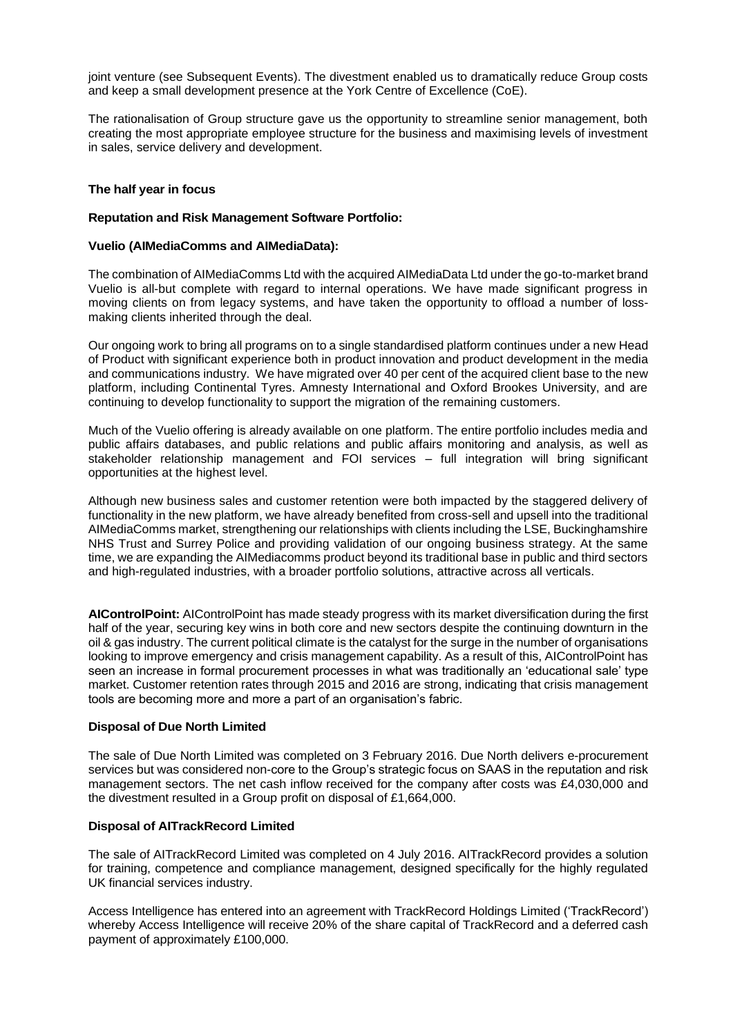joint venture (see Subsequent Events). The divestment enabled us to dramatically reduce Group costs and keep a small development presence at the York Centre of Excellence (CoE).

The rationalisation of Group structure gave us the opportunity to streamline senior management, both creating the most appropriate employee structure for the business and maximising levels of investment in sales, service delivery and development.

**The half year in focus**

**Reputation and Risk Management Software Portfolio:**

**Vuelio (AIMediaComms and AIMediaData):**

The combination of AIMediaComms Ltd with the acquired AIMediaData Ltd under the go-to-market brand Vuelio is all-but complete with regard to internal operations. We have made significant progress in moving clients on from legacy systems, and have taken the opportunity to offload a number of loss-making clients inherited through the deal.

Our ongoing work to bring all programs on to a single standardised platform continues under a new Head of Product with significant experience both in product innovation and product development in the media and communications industry. We have migrated over 40 per cent of the acquired client base to the new platform, including Continental Tyres. Amnesty International and Oxford Brookes University, and are continuing to develop functionality to support the migration of the remaining customers.

Much of the Vuelio offering is already available on one platform. The entire portfolio includes media and public affairs databases, and public relations and public affairs monitoring and analysis, as well as stakeholder relationship management and FOI services – full integration will bring significant opportunities at the highest level.

Although new business sales and customer retention were both impacted by the staggered delivery of functionality in the new platform, we have already benefited from cross-sell and upsell into the traditional AIMediaComms market, strengthening our relationships with clients including the LSE, Buckinghamshire NHS Trust and Surrey Police and providing validation of our ongoing business strategy. At the same time, we are expanding the AIMediacomms product beyond its traditional base in public and third sectors and high-regulated industries, with a broader portfolio solutions, attractive across all verticals.

**AIControlPoint:** AIControlPoint has made steady progress with its market diversification during the first half of the year, securing key wins in both core and new sectors despite the continuing downturn in the oil & gas industry. The current political climate is the catalyst for the surge in the number of organisations looking to improve emergency and crisis management capability. As a result of this, AIControlPoint has seen an increase in formal procurement processes in what was traditionally an 'educational sale' type market. Customer retention rates through 2015 and 2016 are strong, indicating that crisis management tools are becoming more and more a part of an organisation's fabric.

**Disposal of Due North Limited**

The sale of Due North Limited was completed on 3 February 2016. Due North delivers e-procurement services but was considered non-core to the Group's strategic focus on SAAS in the reputation and risk management sectors. The net cash inflow received for the company after costs was £4,030,000 and the divestment resulted in a Group profit on disposal of £1,664,000.

**Disposal of AITrackRecord Limited**

The sale of AITrackRecord Limited was completed on 4 July 2016. AITrackRecord provides a solution for training, competence and compliance management, designed specifically for the highly regulated UK financial services industry.

Access Intelligence has entered into an agreement with TrackRecord Holdings Limited ('TrackRecord') whereby Access Intelligence will receive 20% of the share capital of TrackRecord and a deferred cash payment of approximately £100,000.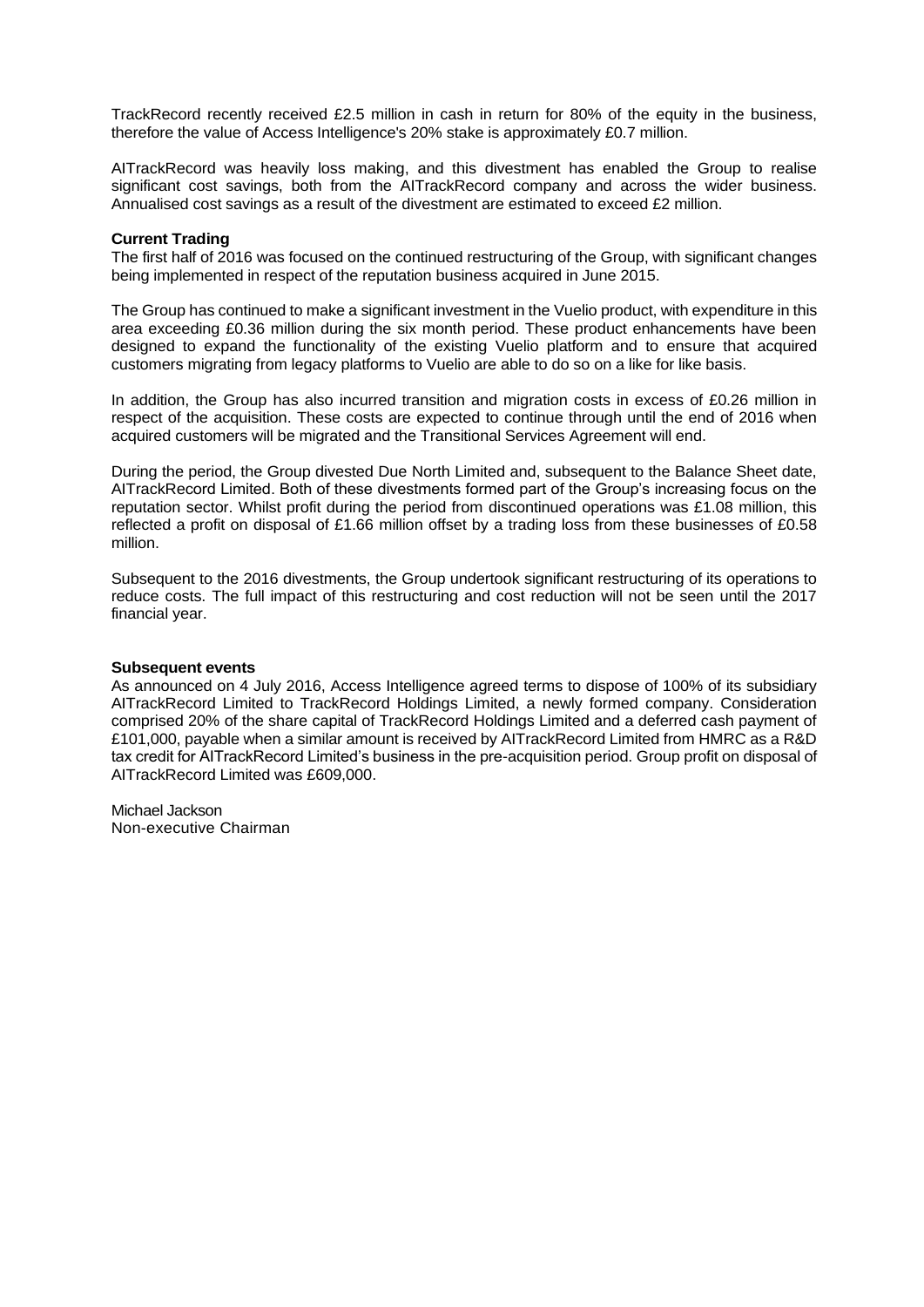TrackRecord recently received £2.5 million in cash in return for 80% of the equity in the business, therefore the value of Access Intelligence's 20% stake is approximately £0.7 million.

AITrackRecord was heavily loss making, and this divestment has enabled the Group to realise significant cost savings, both from the AITrackRecord company and across the wider business. Annualised cost savings as a result of the divestment are estimated to exceed £2 million.

**Current Trading**

The first half of 2016 was focused on the continued restructuring of the Group, with significant changes being implemented in respect of the reputation business acquired in June 2015.

The Group has continued to make a significant investment in the Vuelio product, with expenditure in this area exceeding £0.36 million during the six month period. These product enhancements have been designed to expand the functionality of the existing Vuelio platform and to ensure that acquired customers migrating from legacy platforms to Vuelio are able to do so on a like for like basis.

In addition, the Group has also incurred transition and migration costs in excess of £0.26 million in respect of the acquisition. These costs are expected to continue through until the end of 2016 when acquired customers will be migrated and the Transitional Services Agreement will end.

During the period, the Group divested Due North Limited and, subsequent to the Balance Sheet date, AITrackRecord Limited. Both of these divestments formed part of the Group's increasing focus on the reputation sector. Whilst profit during the period from discontinued operations was £1.08 million, this reflected a profit on disposal of £1.66 million offset by a trading loss from these businesses of £0.58 million.

Subsequent to the 2016 divestments, the Group undertook significant restructuring of its operations to reduce costs. The full impact of this restructuring and cost reduction will not be seen until the 2017 financial year.

**Subsequent events**

As announced on 4 July 2016, Access Intelligence agreed terms to dispose of 100% of its subsidiary AITrackRecord Limited to TrackRecord Holdings Limited, a newly formed company. Consideration comprised 20% of the share capital of TrackRecord Holdings Limited and a deferred cash payment of £101,000, payable when a similar amount is received by AITrackRecord Limited from HMRC as a R&D tax credit for AITrackRecord Limited's business in the pre-acquisition period. Group profit on disposal of AITrackRecord Limited was £609,000.

Michael Jackson
Non-executive Chairman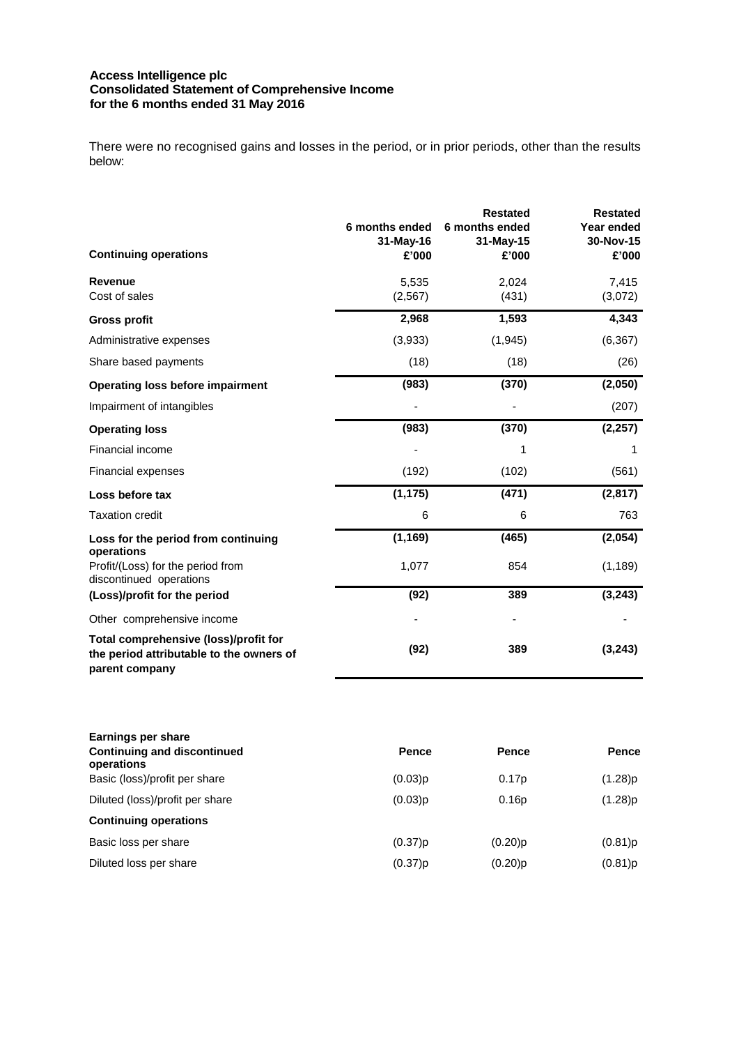**Access Intelligence plc**
**Consolidated Statement of Comprehensive Income**
**for the 6 months ended 31 May 2016**

There were no recognised gains and losses in the period, or in prior periods, other than the results below:

| **Continuing operations** | **6 months ended 31-May-16 £'000** | **Restated 6 months ended 31-May-15 £'000** | **Restated Year ended 30-Nov-15 £'000** |
|---|---|---|---|
| **Revenue** | 5,535 | 2,024 | 7,415 |
| Cost of sales | (2,567) | (431) | (3,072) |
| **Gross profit** | **2,968** | **1,593** | **4,343** |
| Administrative expenses | (3,933) | (1,945) | (6,367) |
| Share based payments | (18) | (18) | (26) |
| **Operating loss before impairment** | **(983)** | **(370)** | **(2,050)** |
| Impairment of intangibles | - | - | (207) |
| **Operating loss** | **(983)** | **(370)** | **(2,257)** |
| Financial income | - | 1 | 1 |
| Financial expenses | (192) | (102) | (561) |
| **Loss before tax** | **(1,175)** | **(471)** | **(2,817)** |
| Taxation credit | 6 | 6 | 763 |
| **Loss for the period from continuing operations** | **(1,169)** | **(465)** | **(2,054)** |
| Profit/(Loss) for the period from discontinued operations | 1,077 | 854 | (1,189) |
| **(Loss)/profit for the period** | **(92)** | **389** | **(3,243)** |
| Other comprehensive income | - | - | - |
| **Total comprehensive (loss)/profit for the period attributable to the owners of parent company** | **(92)** | **389** | **(3,243)** |

| **Earnings per share** | | | |
|---|---|---|---|
| **Continuing and discontinued operations** | **Pence** | **Pence** | **Pence** |
| Basic (loss)/profit per share | (0.03)p | 0.17p | (1.28)p |
| Diluted (loss)/profit per share | (0.03)p | 0.16p | (1.28)p |
| **Continuing operations** | | | |
| Basic loss per share | (0.37)p | (0.20)p | (0.81)p |
| Diluted loss per share | (0.37)p | (0.20)p | (0.81)p |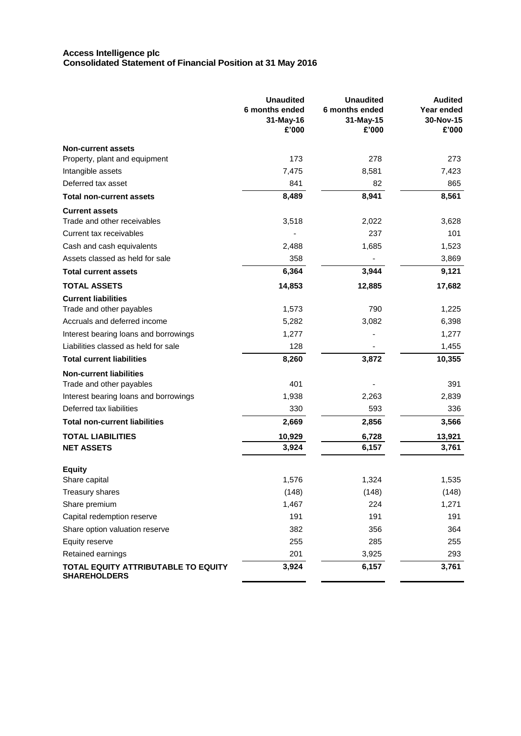**Access Intelligence plc**
**Consolidated Statement of Financial Position at 31 May 2016**

| | Unaudited 6 months ended 31-May-16 £'000 | Unaudited 6 months ended 31-May-15 £'000 | Audited Year ended 30-Nov-15 £'000 |
|---|---|---|---|
| **Non-current assets** | | | |
| Property, plant and equipment | 173 | 278 | 273 |
| Intangible assets | 7,475 | 8,581 | 7,423 |
| Deferred tax asset | 841 | 82 | 865 |
| **Total non-current assets** | **8,489** | **8,941** | **8,561** |
| **Current assets** | | | |
| Trade and other receivables | 3,518 | 2,022 | 3,628 |
| Current tax receivables | - | 237 | 101 |
| Cash and cash equivalents | 2,488 | 1,685 | 1,523 |
| Assets classed as held for sale | 358 | - | 3,869 |
| **Total current assets** | **6,364** | **3,944** | **9,121** |
| **TOTAL ASSETS** | **14,853** | **12,885** | **17,682** |
| **Current liabilities** | | | |
| Trade and other payables | 1,573 | 790 | 1,225 |
| Accruals and deferred income | 5,282 | 3,082 | 6,398 |
| Interest bearing loans and borrowings | 1,277 | - | 1,277 |
| Liabilities classed as held for sale | 128 | - | 1,455 |
| **Total current liabilities** | **8,260** | **3,872** | **10,355** |
| **Non-current liabilities** | | | |
| Trade and other payables | 401 | - | 391 |
| Interest bearing loans and borrowings | 1,938 | 2,263 | 2,839 |
| Deferred tax liabilities | 330 | 593 | 336 |
| **Total non-current liabilities** | **2,669** | **2,856** | **3,566** |
| **TOTAL LIABILITIES** | **10,929** | **6,728** | **13,921** |
| **NET ASSETS** | **3,924** | **6,157** | **3,761** |
| **Equity** | | | |
| Share capital | 1,576 | 1,324 | 1,535 |
| Treasury shares | (148) | (148) | (148) |
| Share premium | 1,467 | 224 | 1,271 |
| Capital redemption reserve | 191 | 191 | 191 |
| Share option valuation reserve | 382 | 356 | 364 |
| Equity reserve | 255 | 285 | 255 |
| Retained earnings | 201 | 3,925 | 293 |
| **TOTAL EQUITY ATTRIBUTABLE TO EQUITY SHAREHOLDERS** | **3,924** | **6,157** | **3,761** |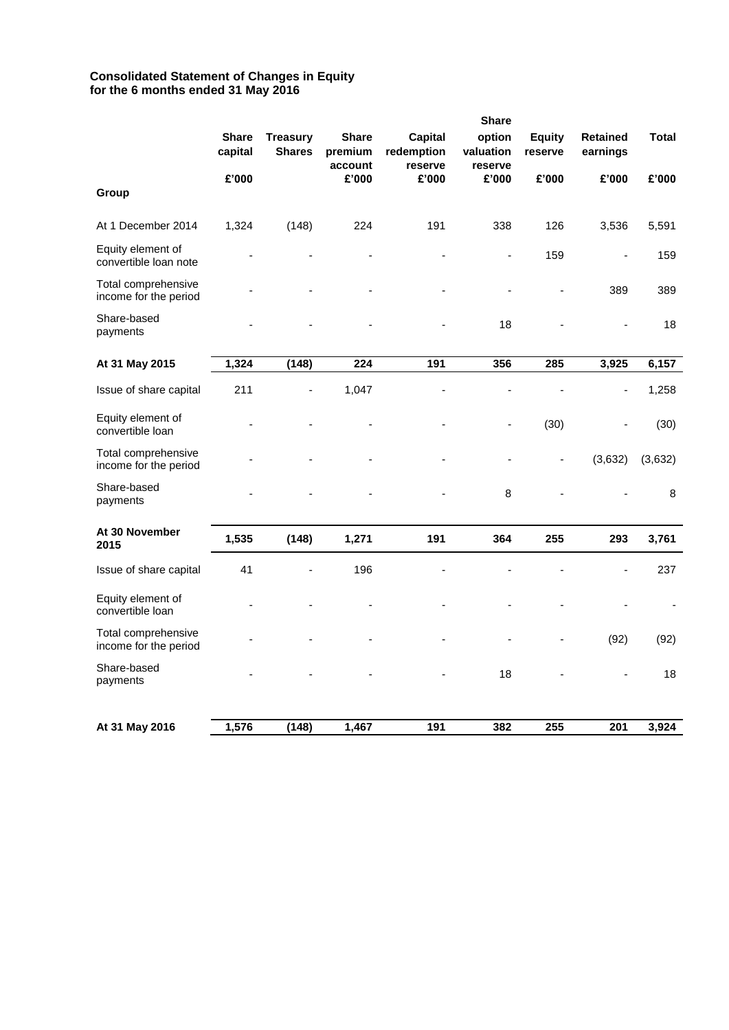**Consolidated Statement of Changes in Equity**
**for the 6 months ended 31 May 2016**

| | Share capital | Treasury Shares | Share premium account | Capital redemption reserve | Share option valuation reserve | Equity reserve | Retained earnings | Total |
|---|---|---|---|---|---|---|---|---|
| | £'000 | | £'000 | £'000 | £'000 | £'000 | £'000 | £'000 |
| **Group** | | | | | | | | |
| At 1 December 2014 | 1,324 | (148) | 224 | 191 | 338 | 126 | 3,536 | 5,591 |
| Equity element of convertible loan note | - | - | - | - | - | 159 | - | 159 |
| Total comprehensive income for the period | - | - | - | - | - | - | 389 | 389 |
| Share-based payments | - | - | - | - | 18 | - | - | 18 |
| **At 31 May 2015** | **1,324** | **(148)** | **224** | **191** | **356** | **285** | **3,925** | **6,157** |
| Issue of share capital | 211 | - | 1,047 | - | - | - | - | 1,258 |
| Equity element of convertible loan | - | - | - | - | - | (30) | - | (30) |
| Total comprehensive income for the period | - | - | - | - | - | - | (3,632) | (3,632) |
| Share-based payments | - | - | - | - | 8 | - | - | 8 |
| **At 30 November 2015** | **1,535** | **(148)** | **1,271** | **191** | **364** | **255** | **293** | **3,761** |
| Issue of share capital | 41 | - | 196 | - | - | - | - | 237 |
| Equity element of convertible loan | - | - | - | - | - | - | - | - |
| Total comprehensive income for the period | - | - | - | - | - | - | (92) | (92) |
| Share-based payments | - | - | - | - | 18 | - | - | 18 |
| **At 31 May 2016** | **1,576** | **(148)** | **1,467** | **191** | **382** | **255** | **201** | **3,924** |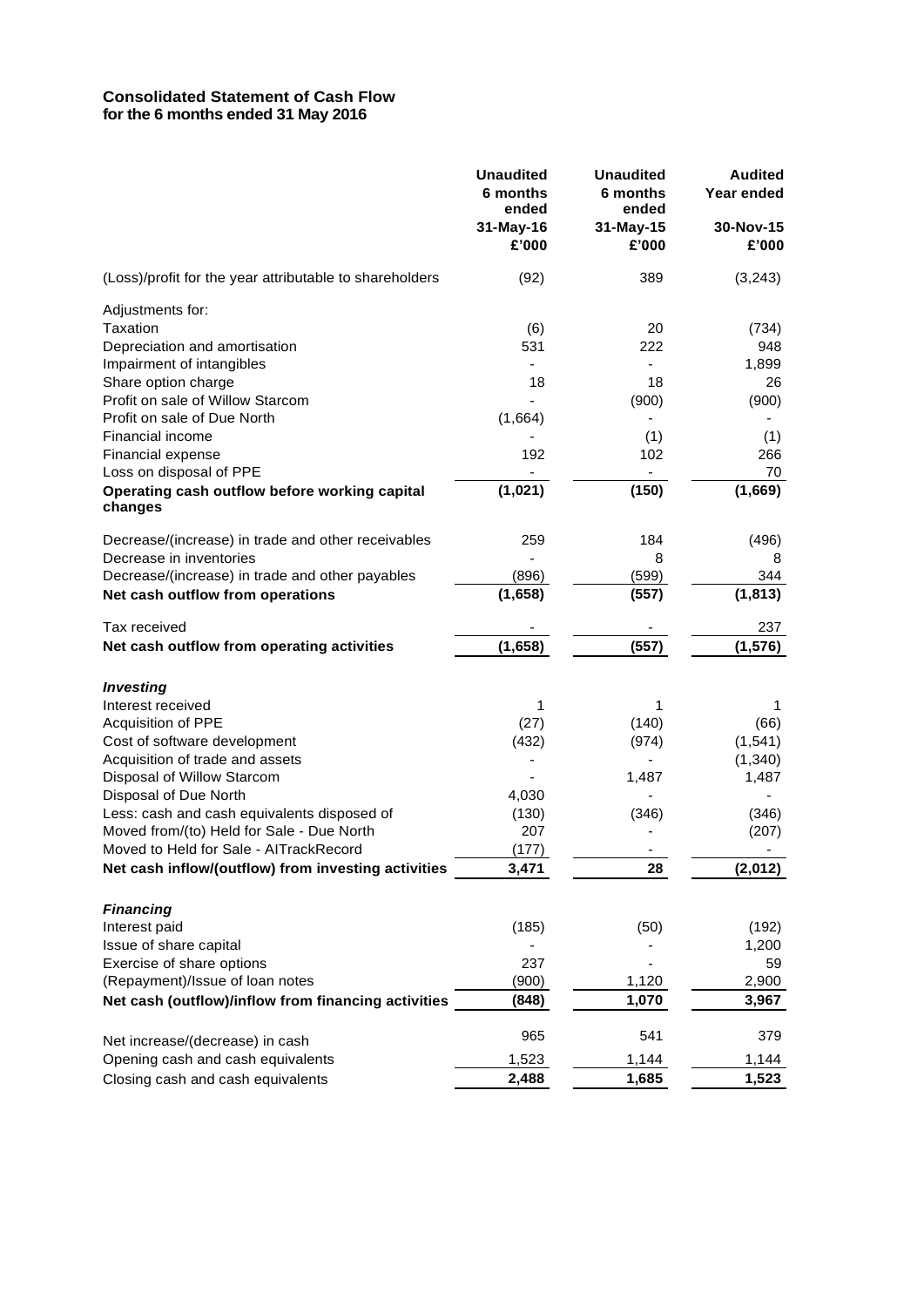**Consolidated Statement of Cash Flow**
**for the 6 months ended 31 May 2016**

| | Unaudited 6 months ended 31-May-16 £'000 | Unaudited 6 months ended 31-May-15 £'000 | Audited Year ended 30-Nov-15 £'000 |
|---|---|---|---|
| (Loss)/profit for the year attributable to shareholders | (92) | 389 | (3,243) |
| Adjustments for: | | | |
| Taxation | (6) | 20 | (734) |
| Depreciation and amortisation | 531 | 222 | 948 |
| Impairment of intangibles | - | - | 1,899 |
| Share option charge | 18 | 18 | 26 |
| Profit on sale of Willow Starcom | - | (900) | (900) |
| Profit on sale of Due North | (1,664) | - | - |
| Financial income | - | (1) | (1) |
| Financial expense | 192 | 102 | 266 |
| Loss on disposal of PPE | - | - | 70 |
| **Operating cash outflow before working capital changes** | **(1,021)** | **(150)** | **(1,669)** |
| Decrease/(increase) in trade and other receivables | 259 | 184 | (496) |
| Decrease in inventories | - | 8 | 8 |
| Decrease/(increase) in trade and other payables | (896) | (599) | 344 |
| **Net cash outflow from operations** | **(1,658)** | **(557)** | **(1,813)** |
| Tax received | - | - | 237 |
| **Net cash outflow from operating activities** | **(1,658)** | **(557)** | **(1,576)** |
| ***Investing*** | | | |
| Interest received | 1 | 1 | 1 |
| Acquisition of PPE | (27) | (140) | (66) |
| Cost of software development | (432) | (974) | (1,541) |
| Acquisition of trade and assets | - | - | (1,340) |
| Disposal of Willow Starcom | - | 1,487 | 1,487 |
| Disposal of Due North | 4,030 | - | - |
| Less: cash and cash equivalents disposed of | (130) | (346) | (346) |
| Moved from/(to) Held for Sale - Due North | 207 | - | (207) |
| Moved to Held for Sale - AITrackRecord | (177) | - | - |
| **Net cash inflow/(outflow) from investing activities** | **3,471** | **28** | **(2,012)** |
| ***Financing*** | | | |
| Interest paid | (185) | (50) | (192) |
| Issue of share capital | - | - | 1,200 |
| Exercise of share options | 237 | - | 59 |
| (Repayment)/Issue of loan notes | (900) | 1,120 | 2,900 |
| **Net cash (outflow)/inflow from financing activities** | **(848)** | **1,070** | **3,967** |
| Net increase/(decrease) in cash | 965 | 541 | 379 |
| Opening cash and cash equivalents | 1,523 | 1,144 | 1,144 |
| Closing cash and cash equivalents | **2,488** | **1,685** | **1,523** |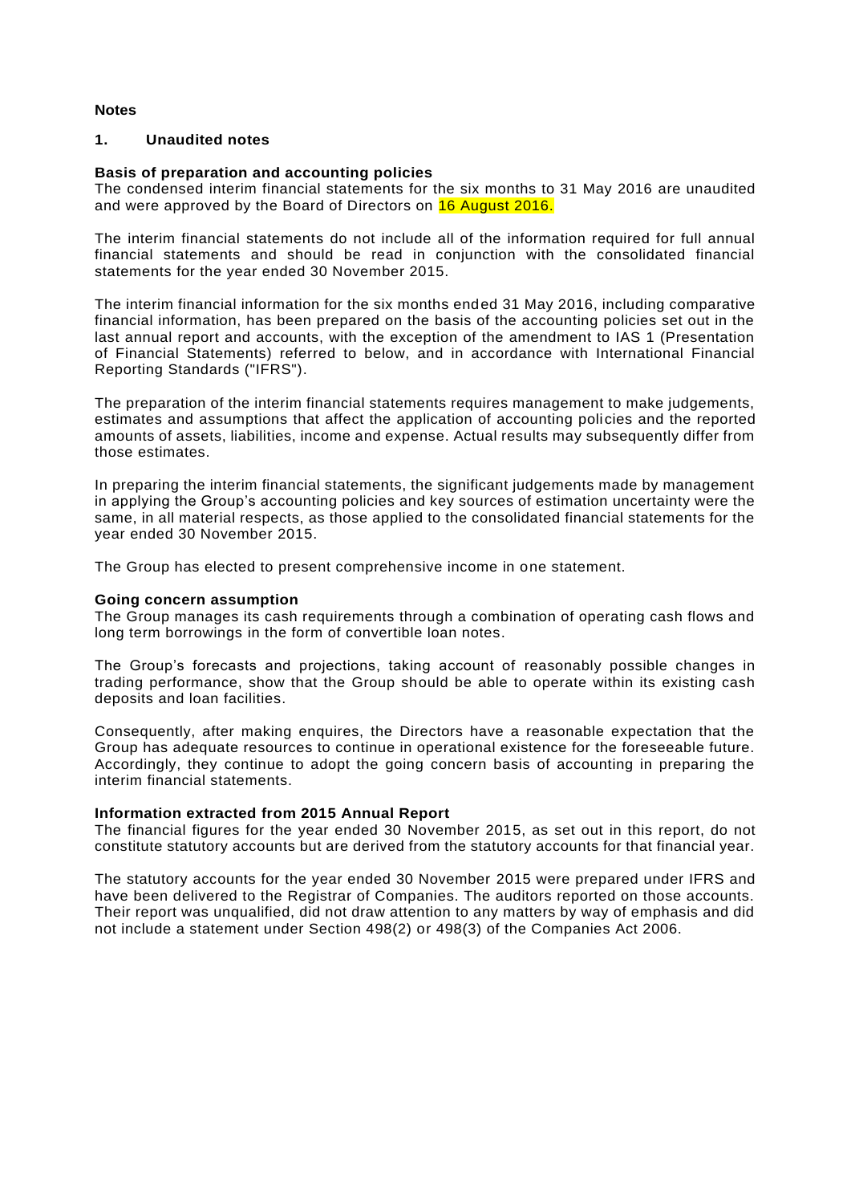**Notes**

## 1. Unaudited notes

**Basis of preparation and accounting policies**

The condensed interim financial statements for the six months to 31 May 2016 are unaudited and were approved by the Board of Directors on 16 August 2016.

The interim financial statements do not include all of the information required for full annual financial statements and should be read in conjunction with the consolidated financial statements for the year ended 30 November 2015.

The interim financial information for the six months ended 31 May 2016, including comparative financial information, has been prepared on the basis of the accounting policies set out in the last annual report and accounts, with the exception of the amendment to IAS 1 (Presentation of Financial Statements) referred to below, and in accordance with International Financial Reporting Standards ("IFRS").

The preparation of the interim financial statements requires management to make judgements, estimates and assumptions that affect the application of accounting policies and the reported amounts of assets, liabilities, income and expense. Actual results may subsequently differ from those estimates.

In preparing the interim financial statements, the significant judgements made by management in applying the Group's accounting policies and key sources of estimation uncertainty were the same, in all material respects, as those applied to the consolidated financial statements for the year ended 30 November 2015.

The Group has elected to present comprehensive income in one statement.

**Going concern assumption**

The Group manages its cash requirements through a combination of operating cash flows and long term borrowings in the form of convertible loan notes.

The Group's forecasts and projections, taking account of reasonably possible changes in trading performance, show that the Group should be able to operate within its existing cash deposits and loan facilities.

Consequently, after making enquires, the Directors have a reasonable expectation that the Group has adequate resources to continue in operational existence for the foreseeable future. Accordingly, they continue to adopt the going concern basis of accounting in preparing the interim financial statements.

**Information extracted from 2015 Annual Report**

The financial figures for the year ended 30 November 2015, as set out in this report, do not constitute statutory accounts but are derived from the statutory accounts for that financial year.

The statutory accounts for the year ended 30 November 2015 were prepared under IFRS and have been delivered to the Registrar of Companies. The auditors reported on those accounts. Their report was unqualified, did not draw attention to any matters by way of emphasis and did not include a statement under Section 498(2) or 498(3) of the Companies Act 2006.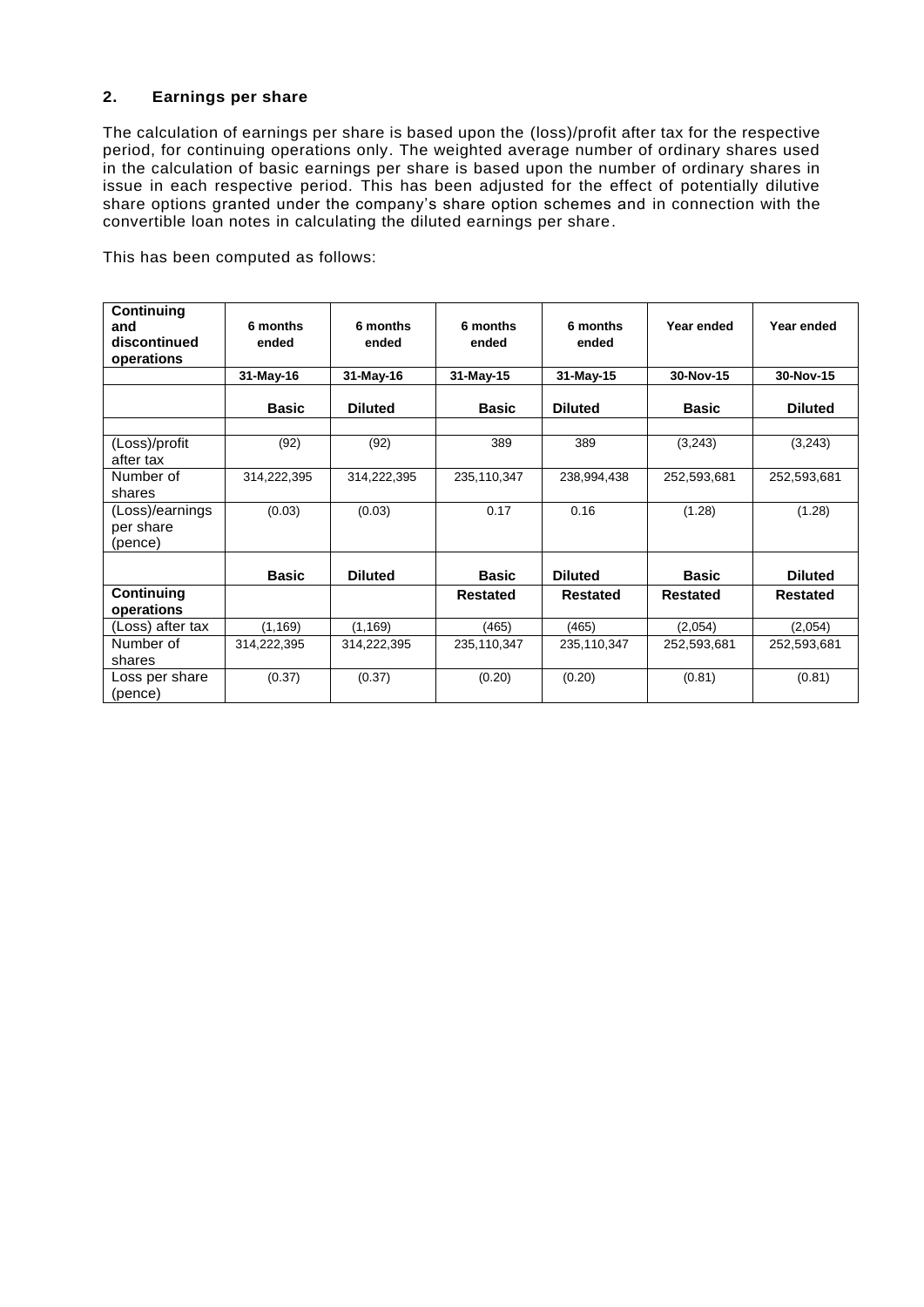## 2. Earnings per share

The calculation of earnings per share is based upon the (loss)/profit after tax for the respective period, for continuing operations only. The weighted average number of ordinary shares used in the calculation of basic earnings per share is based upon the number of ordinary shares in issue in each respective period. This has been adjusted for the effect of potentially dilutive share options granted under the company's share option schemes and in connection with the convertible loan notes in calculating the diluted earnings per share.

This has been computed as follows:

| Continuing and discontinued operations | 6 months ended | 6 months ended | 6 months ended | 6 months ended | Year ended | Year ended |
|---|---|---|---|---|---|---|
| | 31-May-16 | 31-May-16 | 31-May-15 | 31-May-15 | 30-Nov-15 | 30-Nov-15 |
| | **Basic** | **Diluted** | **Basic** | **Diluted** | **Basic** | **Diluted** |
| | | | | | | |
| (Loss)/profit after tax | (92) | (92) | 389 | 389 | (3,243) | (3,243) |
| Number of shares | 314,222,395 | 314,222,395 | 235,110,347 | 238,994,438 | 252,593,681 | 252,593,681 |
| (Loss)/earnings per share (pence) | (0.03) | (0.03) | 0.17 | 0.16 | (1.28) | (1.28) |
| | **Basic** | **Diluted** | **Basic** | **Diluted** | **Basic** | **Diluted** |
| **Continuing operations** | | | **Restated** | **Restated** | **Restated** | **Restated** |
| (Loss) after tax | (1,169) | (1,169) | (465) | (465) | (2,054) | (2,054) |
| Number of shares | 314,222,395 | 314,222,395 | 235,110,347 | 235,110,347 | 252,593,681 | 252,593,681 |
| Loss per share (pence) | (0.37) | (0.37) | (0.20) | (0.20) | (0.81) | (0.81) |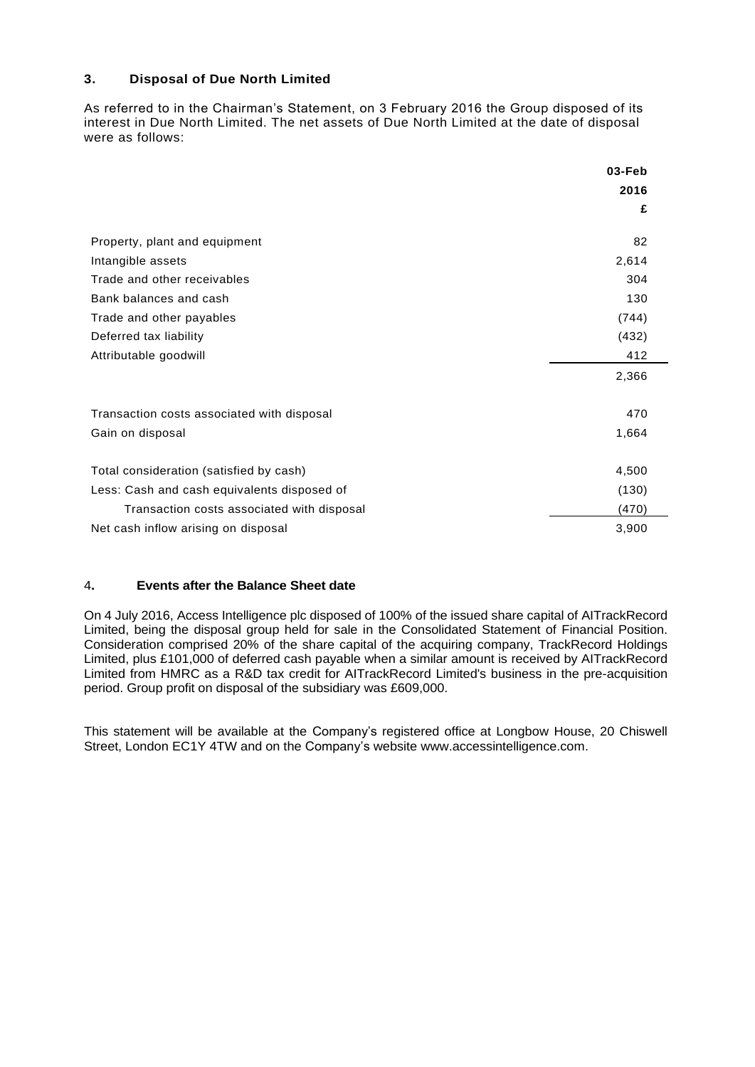## 3. Disposal of Due North Limited

As referred to in the Chairman's Statement, on 3 February 2016 the Group disposed of its interest in Due North Limited. The net assets of Due North Limited at the date of disposal were as follows:

| | 03-Feb 2016 £ |
|---|---|
| Property, plant and equipment | 82 |
| Intangible assets | 2,614 |
| Trade and other receivables | 304 |
| Bank balances and cash | 130 |
| Trade and other payables | (744) |
| Deferred tax liability | (432) |
| Attributable goodwill | 412 |
| | 2,366 |
| | |
| Transaction costs associated with disposal | 470 |
| Gain on disposal | 1,664 |
| | |
| Total consideration (satisfied by cash) | 4,500 |
| Less: Cash and cash equivalents disposed of | (130) |
| Transaction costs associated with disposal | (470) |
| Net cash inflow arising on disposal | 3,900 |

## 4. Events after the Balance Sheet date

On 4 July 2016, Access Intelligence plc disposed of 100% of the issued share capital of AITrackRecord Limited, being the disposal group held for sale in the Consolidated Statement of Financial Position. Consideration comprised 20% of the share capital of the acquiring company, TrackRecord Holdings Limited, plus £101,000 of deferred cash payable when a similar amount is received by AITrackRecord Limited from HMRC as a R&D tax credit for AITrackRecord Limited's business in the pre-acquisition period. Group profit on disposal of the subsidiary was £609,000.

This statement will be available at the Company's registered office at Longbow House, 20 Chiswell Street, London EC1Y 4TW and on the Company's website www.accessintelligence.com.